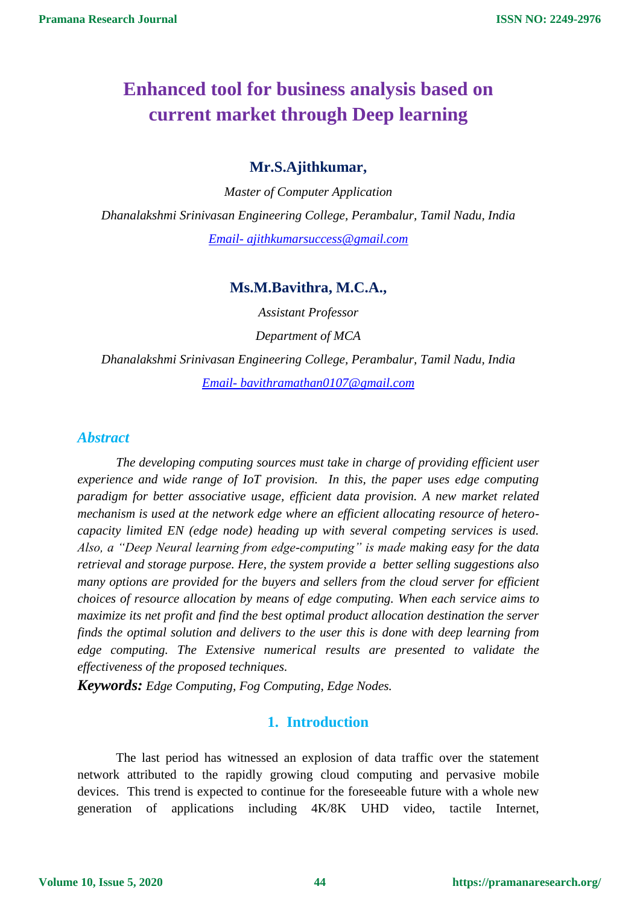# Enhanced tool for business analysis based on current market through Deep learning

**Mr.S.Ajithkumar,**

*Master of Computer Application*

*Dhanalakshmi Srinivasan Engineering College, Perambalur, Tamil Nadu, India*

*Email- ajithkumarsuccess@gmail.com*

**Ms.M.Bavithra, M.C.A.,**

*Assistant Professor*

*Department of MCA*

*Dhanalakshmi Srinivasan Engineering College, Perambalur, Tamil Nadu, India*

*Email- bavithramathan0107@gmail.com*

## *Abstract*

*The developing computing sources must take in charge of providing efficient user experience and wide range of IoT provision. In this, the paper uses edge computing paradigm for better associative usage, efficient data provision. A new market related mechanism is used at the network edge where an efficient allocating resource of hetero-capacity limited EN (edge node) heading up with several competing services is used. Also, a "Deep Neural learning from edge-computing" is made making easy for the data retrieval and storage purpose. Here, the system provide a better selling suggestions also many options are provided for the buyers and sellers from the cloud server for efficient choices of resource allocation by means of edge computing. When each service aims to maximize its net profit and find the best optimal product allocation destination the server finds the optimal solution and delivers to the user this is done with deep learning from edge computing. The Extensive numerical results are presented to validate the effectiveness of the proposed techniques.*

***Keywords:*** *Edge Computing, Fog Computing, Edge Nodes.*

## 1. Introduction

The last period has witnessed an explosion of data traffic over the statement network attributed to the rapidly growing cloud computing and pervasive mobile devices. This trend is expected to continue for the foreseeable future with a whole new generation of applications including 4K/8K UHD video, tactile Internet,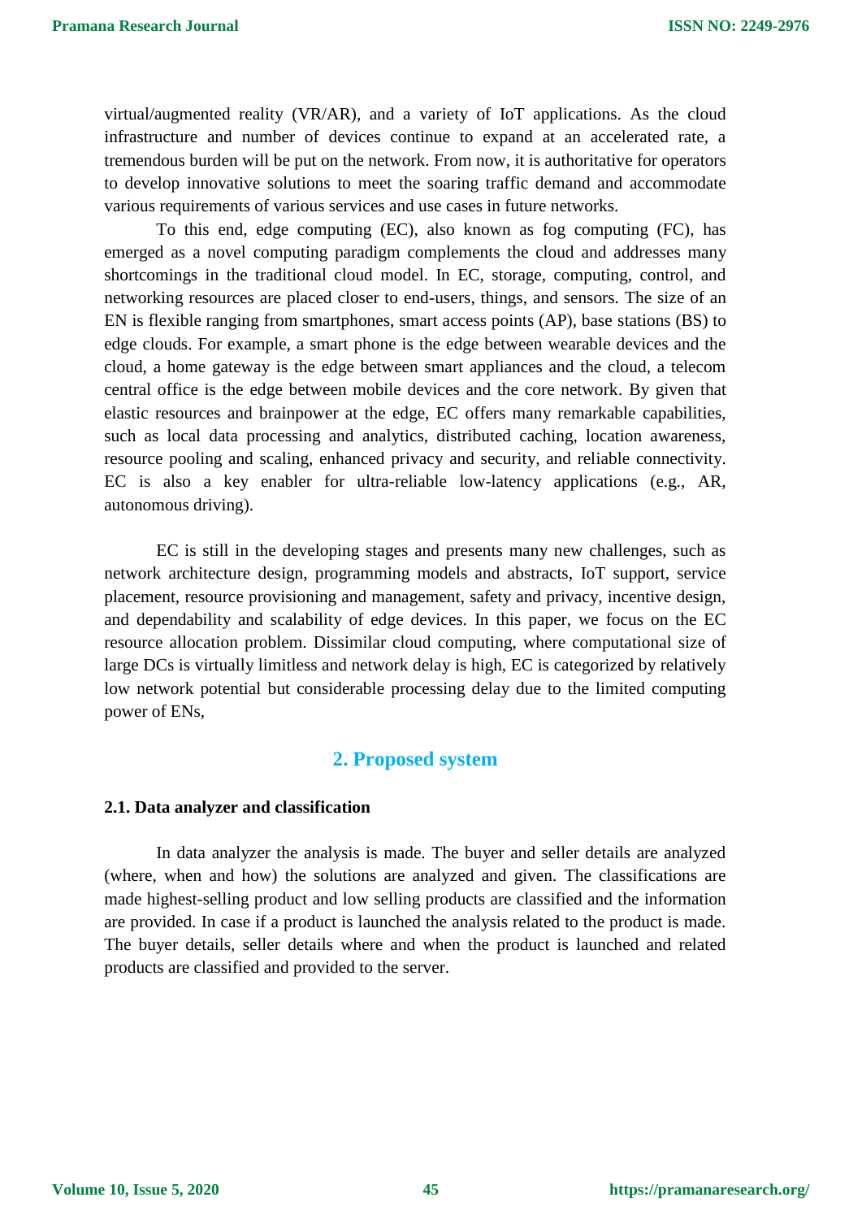virtual/augmented reality (VR/AR), and a variety of IoT applications. As the cloud infrastructure and number of devices continue to expand at an accelerated rate, a tremendous burden will be put on the network. From now, it is authoritative for operators to develop innovative solutions to meet the soaring traffic demand and accommodate various requirements of various services and use cases in future networks.

To this end, edge computing (EC), also known as fog computing (FC), has emerged as a novel computing paradigm complements the cloud and addresses many shortcomings in the traditional cloud model. In EC, storage, computing, control, and networking resources are placed closer to end-users, things, and sensors. The size of an EN is flexible ranging from smartphones, smart access points (AP), base stations (BS) to edge clouds. For example, a smart phone is the edge between wearable devices and the cloud, a home gateway is the edge between smart appliances and the cloud, a telecom central office is the edge between mobile devices and the core network. By given that elastic resources and brainpower at the edge, EC offers many remarkable capabilities, such as local data processing and analytics, distributed caching, location awareness, resource pooling and scaling, enhanced privacy and security, and reliable connectivity. EC is also a key enabler for ultra-reliable low-latency applications (e.g., AR, autonomous driving).

EC is still in the developing stages and presents many new challenges, such as network architecture design, programming models and abstracts, IoT support, service placement, resource provisioning and management, safety and privacy, incentive design, and dependability and scalability of edge devices. In this paper, we focus on the EC resource allocation problem. Dissimilar cloud computing, where computational size of large DCs is virtually limitless and network delay is high, EC is categorized by relatively low network potential but considerable processing delay due to the limited computing power of ENs,

## 2. Proposed system

### 2.1. Data analyzer and classification

In data analyzer the analysis is made. The buyer and seller details are analyzed (where, when and how) the solutions are analyzed and given. The classifications are made highest-selling product and low selling products are classified and the information are provided. In case if a product is launched the analysis related to the product is made. The buyer details, seller details where and when the product is launched and related products are classified and provided to the server.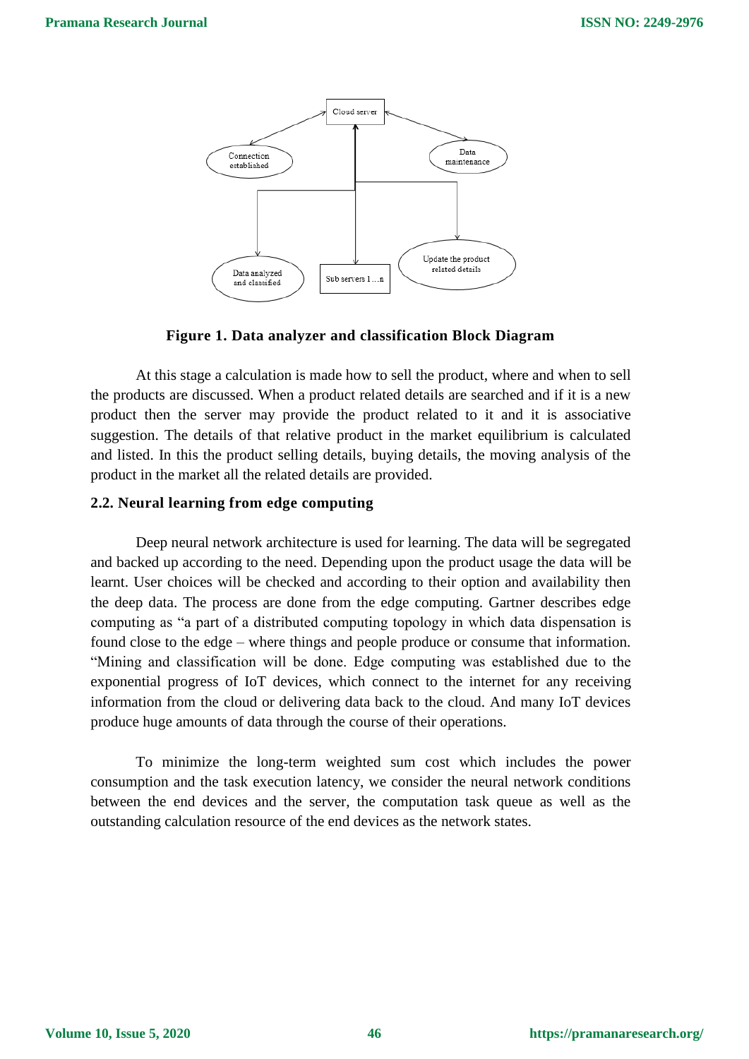**Figure 1. Data analyzer and classification Block Diagram**

At this stage a calculation is made how to sell the product, where and when to sell the products are discussed. When a product related details are searched and if it is a new product then the server may provide the product related to it and it is associative suggestion. The details of that relative product in the market equilibrium is calculated and listed. In this the product selling details, buying details, the moving analysis of the product in the market all the related details are provided.

### 2.2. Neural learning from edge computing

Deep neural network architecture is used for learning. The data will be segregated and backed up according to the need. Depending upon the product usage the data will be learnt. User choices will be checked and according to their option and availability then the deep data. The process are done from the edge computing. Gartner describes edge computing as "a part of a distributed computing topology in which data dispensation is found close to the edge – where things and people produce or consume that information. "Mining and classification will be done. Edge computing was established due to the exponential progress of IoT devices, which connect to the internet for any receiving information from the cloud or delivering data back to the cloud. And many IoT devices produce huge amounts of data through the course of their operations.

To minimize the long-term weighted sum cost which includes the power consumption and the task execution latency, we consider the neural network conditions between the end devices and the server, the computation task queue as well as the outstanding calculation resource of the end devices as the network states.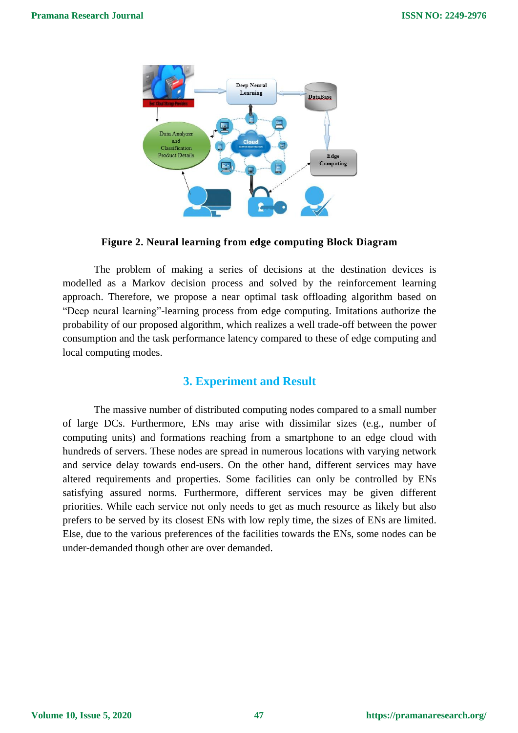**Figure 2. Neural learning from edge computing Block Diagram**

The problem of making a series of decisions at the destination devices is modelled as a Markov decision process and solved by the reinforcement learning approach. Therefore, we propose a near optimal task offloading algorithm based on "Deep neural learning"-learning process from edge computing. Imitations authorize the probability of our proposed algorithm, which realizes a well trade-off between the power consumption and the task performance latency compared to these of edge computing and local computing modes.

## 3. Experiment and Result

The massive number of distributed computing nodes compared to a small number of large DCs. Furthermore, ENs may arise with dissimilar sizes (e.g., number of computing units) and formations reaching from a smartphone to an edge cloud with hundreds of servers. These nodes are spread in numerous locations with varying network and service delay towards end-users. On the other hand, different services may have altered requirements and properties. Some facilities can only be controlled by ENs satisfying assured norms. Furthermore, different services may be given different priorities. While each service not only needs to get as much resource as likely but also prefers to be served by its closest ENs with low reply time, the sizes of ENs are limited. Else, due to the various preferences of the facilities towards the ENs, some nodes can be under-demanded though other are over demanded.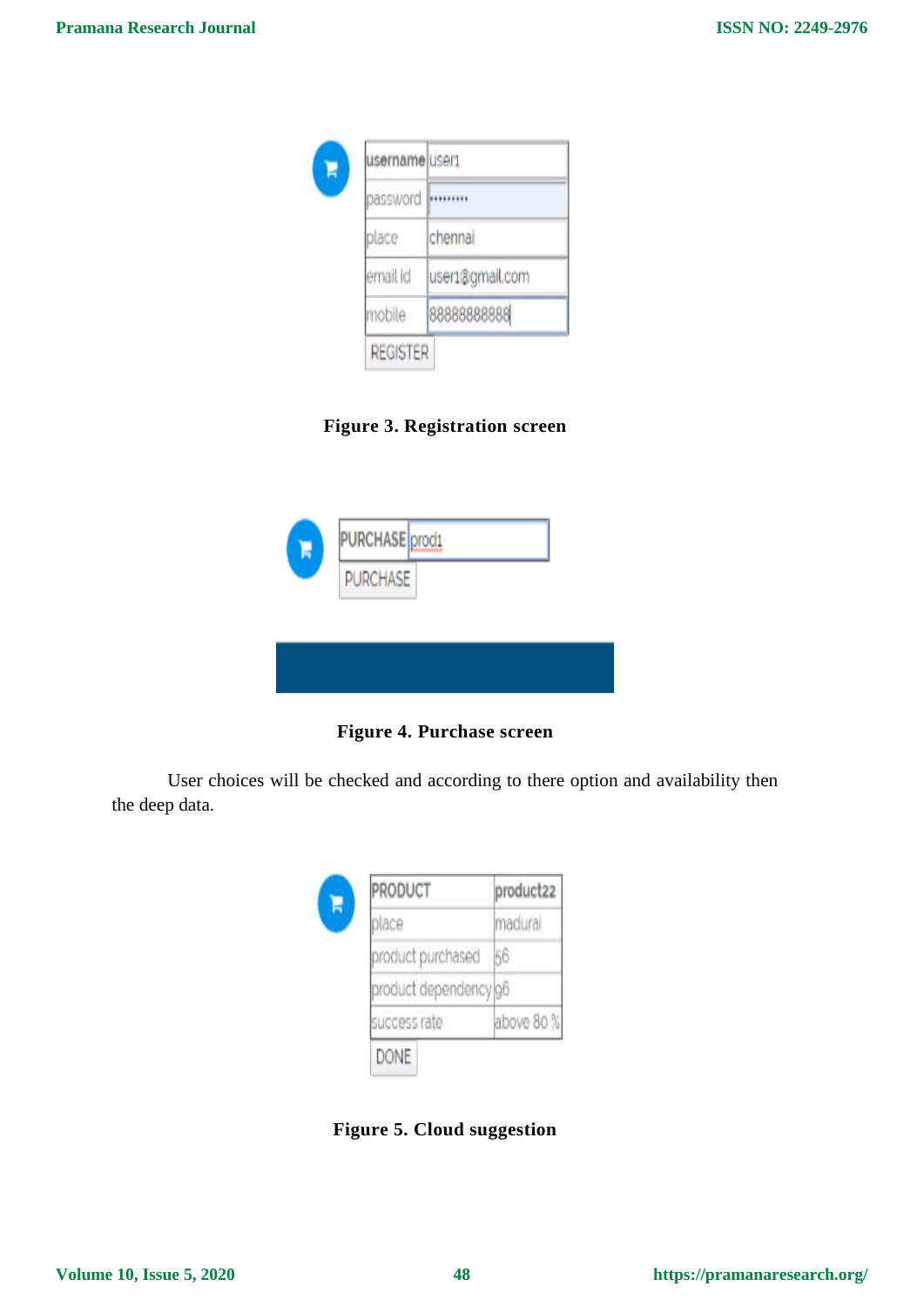| username | user1 |
| --- | --- |
| password | ••••••••• |
| place | chennai |
| email id | user1@gmail.com |
| mobile | 88888888888 |

REGISTER

**Figure 3. Registration screen**

| PURCHASE | prod1 |
| --- | --- |

PURCHASE

**Figure 4. Purchase screen**

User choices will be checked and according to there option and availability then the deep data.

| PRODUCT | product22 |
| --- | --- |
| place | madurai |
| product purchased | 56 |
| product dependency | 96 |
| success rate | above 80 % |

DONE

**Figure 5. Cloud suggestion**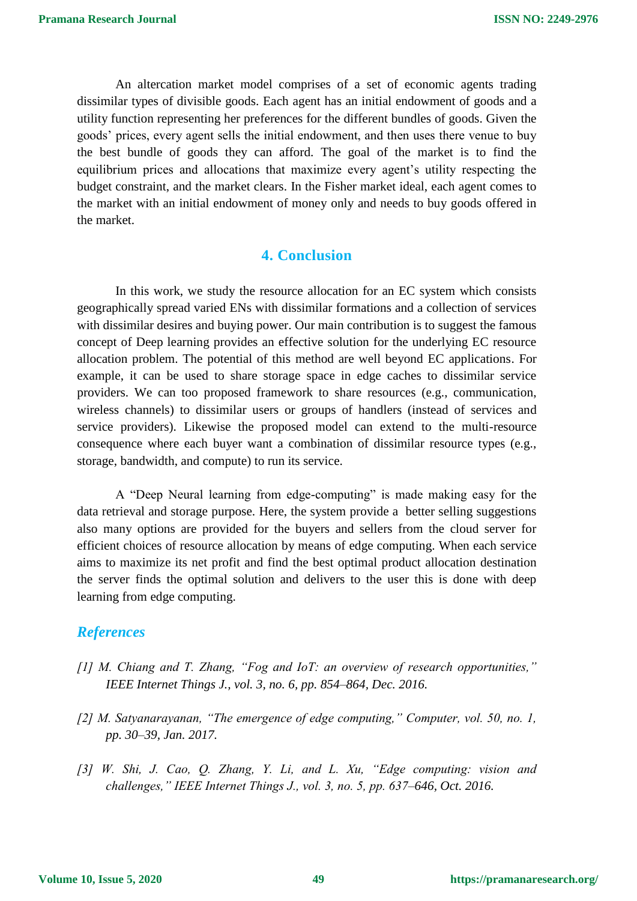An altercation market model comprises of a set of economic agents trading dissimilar types of divisible goods. Each agent has an initial endowment of goods and a utility function representing her preferences for the different bundles of goods. Given the goods' prices, every agent sells the initial endowment, and then uses there venue to buy the best bundle of goods they can afford. The goal of the market is to find the equilibrium prices and allocations that maximize every agent's utility respecting the budget constraint, and the market clears. In the Fisher market ideal, each agent comes to the market with an initial endowment of money only and needs to buy goods offered in the market.

## 4. Conclusion

In this work, we study the resource allocation for an EC system which consists geographically spread varied ENs with dissimilar formations and a collection of services with dissimilar desires and buying power. Our main contribution is to suggest the famous concept of Deep learning provides an effective solution for the underlying EC resource allocation problem. The potential of this method are well beyond EC applications. For example, it can be used to share storage space in edge caches to dissimilar service providers. We can too proposed framework to share resources (e.g., communication, wireless channels) to dissimilar users or groups of handlers (instead of services and service providers). Likewise the proposed model can extend to the multi-resource consequence where each buyer want a combination of dissimilar resource types (e.g., storage, bandwidth, and compute) to run its service.

A "Deep Neural learning from edge-computing" is made making easy for the data retrieval and storage purpose. Here, the system provide a better selling suggestions also many options are provided for the buyers and sellers from the cloud server for efficient choices of resource allocation by means of edge computing. When each service aims to maximize its net profit and find the best optimal product allocation destination the server finds the optimal solution and delivers to the user this is done with deep learning from edge computing.

## *References*

*[1] M. Chiang and T. Zhang, "Fog and IoT: an overview of research opportunities," IEEE Internet Things J., vol. 3, no. 6, pp. 854–864, Dec. 2016.*

*[2] M. Satyanarayanan, "The emergence of edge computing," Computer, vol. 50, no. 1, pp. 30–39, Jan. 2017.*

*[3] W. Shi, J. Cao, Q. Zhang, Y. Li, and L. Xu, "Edge computing: vision and challenges," IEEE Internet Things J., vol. 3, no. 5, pp. 637–646, Oct. 2016.*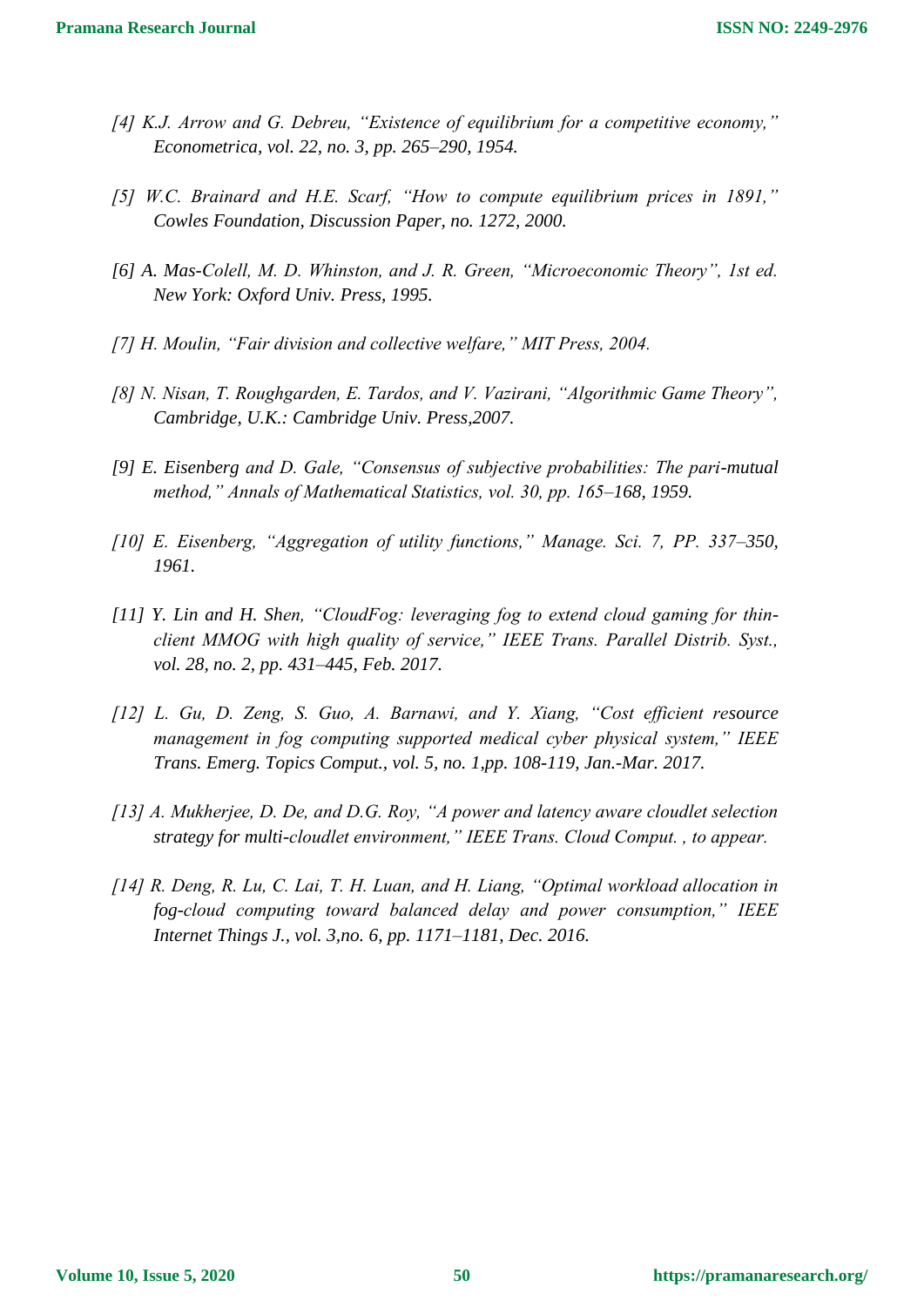*[4] K.J. Arrow and G. Debreu, "Existence of equilibrium for a competitive economy," Econometrica, vol. 22, no. 3, pp. 265–290, 1954.*

*[5] W.C. Brainard and H.E. Scarf, "How to compute equilibrium prices in 1891," Cowles Foundation, Discussion Paper, no. 1272, 2000.*

*[6] A. Mas-Colell, M. D. Whinston, and J. R. Green, "Microeconomic Theory", 1st ed. New York: Oxford Univ. Press, 1995.*

*[7] H. Moulin, "Fair division and collective welfare," MIT Press, 2004.*

*[8] N. Nisan, T. Roughgarden, E. Tardos, and V. Vazirani, "Algorithmic Game Theory", Cambridge, U.K.: Cambridge Univ. Press,2007.*

*[9] E. Eisenberg and D. Gale, "Consensus of subjective probabilities: The pari-mutual method," Annals of Mathematical Statistics, vol. 30, pp. 165–168, 1959.*

*[10] E. Eisenberg, "Aggregation of utility functions," Manage. Sci. 7, PP. 337–350, 1961.*

*[11] Y. Lin and H. Shen, "CloudFog: leveraging fog to extend cloud gaming for thin-client MMOG with high quality of service," IEEE Trans. Parallel Distrib. Syst., vol. 28, no. 2, pp. 431–445, Feb. 2017.*

*[12] L. Gu, D. Zeng, S. Guo, A. Barnawi, and Y. Xiang, "Cost efficient resource management in fog computing supported medical cyber physical system," IEEE Trans. Emerg. Topics Comput., vol. 5, no. 1,pp. 108-119, Jan.-Mar. 2017.*

*[13] A. Mukherjee, D. De, and D.G. Roy, "A power and latency aware cloudlet selection strategy for multi-cloudlet environment," IEEE Trans. Cloud Comput. , to appear.*

*[14] R. Deng, R. Lu, C. Lai, T. H. Luan, and H. Liang, "Optimal workload allocation in fog-cloud computing toward balanced delay and power consumption," IEEE Internet Things J., vol. 3,no. 6, pp. 1171–1181, Dec. 2016.*